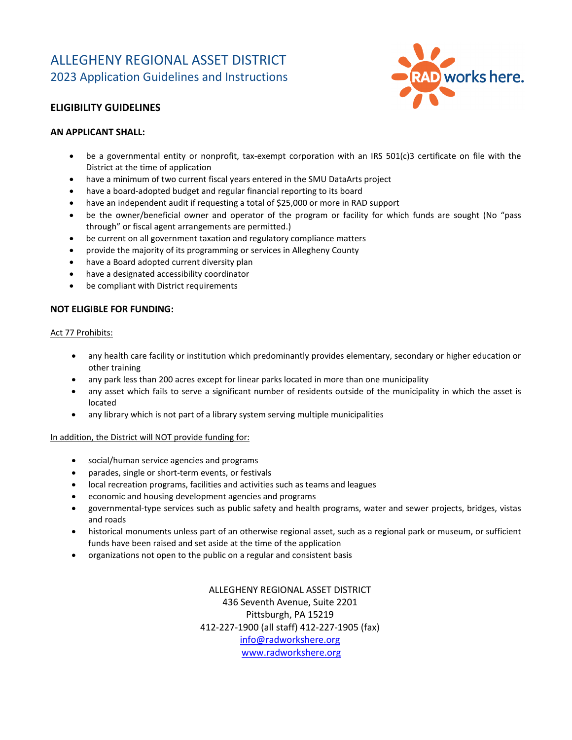# ALLEGHENY REGIONAL ASSET DISTRICT

## 2023 Application Guidelines and Instructions

### ELIGIBILITY GUIDELINES

**AN APPLICANT SHALL:**

- be a governmental entity or nonprofit, tax-exempt corporation with an IRS 501(c)3 certificate on file with the District at the time of application
- have a minimum of two current fiscal years entered in the SMU DataArts project
- have a board-adopted budget and regular financial reporting to its board
- have an independent audit if requesting a total of $25,000 or more in RAD support
- be the owner/beneficial owner and operator of the program or facility for which funds are sought (No "pass through" or fiscal agent arrangements are permitted.)
- be current on all government taxation and regulatory compliance matters
- provide the majority of its programming or services in Allegheny County
- have a Board adopted current diversity plan
- have a designated accessibility coordinator
- be compliant with District requirements

**NOT ELIGIBLE FOR FUNDING:**

<u>Act 77 Prohibits:</u>

- any health care facility or institution which predominantly provides elementary, secondary or higher education or other training
- any park less than 200 acres except for linear parks located in more than one municipality
- any asset which fails to serve a significant number of residents outside of the municipality in which the asset is located
- any library which is not part of a library system serving multiple municipalities

<u>In addition, the District will NOT provide funding for:</u>

- social/human service agencies and programs
- parades, single or short-term events, or festivals
- local recreation programs, facilities and activities such as teams and leagues
- economic and housing development agencies and programs
- governmental-type services such as public safety and health programs, water and sewer projects, bridges, vistas and roads
- historical monuments unless part of an otherwise regional asset, such as a regional park or museum, or sufficient funds have been raised and set aside at the time of the application
- organizations not open to the public on a regular and consistent basis

ALLEGHENY REGIONAL ASSET DISTRICT
436 Seventh Avenue, Suite 2201
Pittsburgh, PA 15219
412-227-1900 (all staff) 412-227-1905 (fax)
info@radworkshere.org
www.radworkshere.org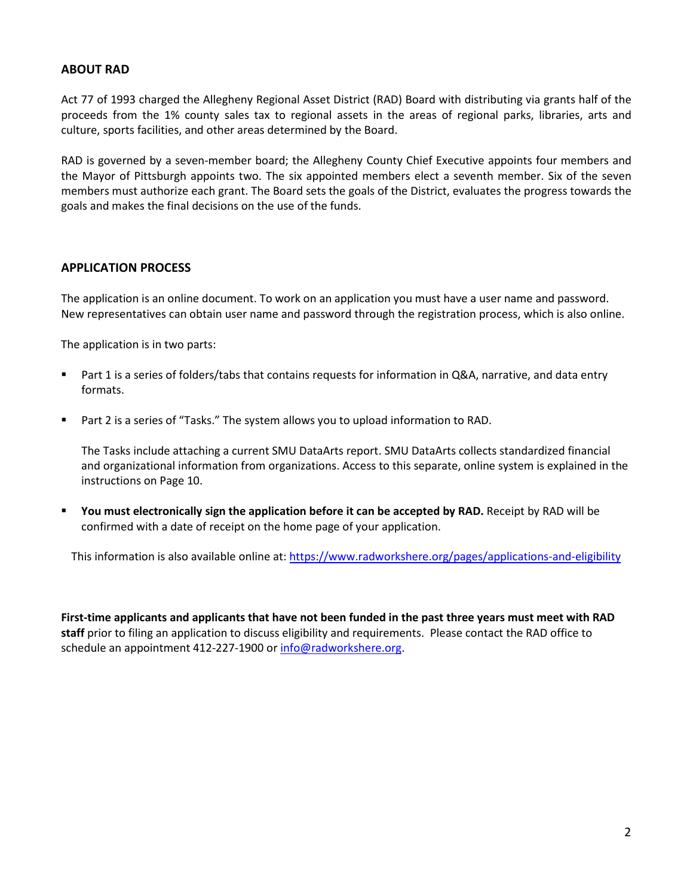## ABOUT RAD

Act 77 of 1993 charged the Allegheny Regional Asset District (RAD) Board with distributing via grants half of the proceeds from the 1% county sales tax to regional assets in the areas of regional parks, libraries, arts and culture, sports facilities, and other areas determined by the Board.

RAD is governed by a seven-member board; the Allegheny County Chief Executive appoints four members and the Mayor of Pittsburgh appoints two. The six appointed members elect a seventh member. Six of the seven members must authorize each grant. The Board sets the goals of the District, evaluates the progress towards the goals and makes the final decisions on the use of the funds.

## APPLICATION PROCESS

The application is an online document. To work on an application you must have a user name and password. New representatives can obtain user name and password through the registration process, which is also online.

The application is in two parts:

- Part 1 is a series of folders/tabs that contains requests for information in Q&A, narrative, and data entry formats.
- Part 2 is a series of "Tasks." The system allows you to upload information to RAD.

  The Tasks include attaching a current SMU DataArts report. SMU DataArts collects standardized financial and organizational information from organizations. Access to this separate, online system is explained in the instructions on Page 10.
- **You must electronically sign the application before it can be accepted by RAD.** Receipt by RAD will be confirmed with a date of receipt on the home page of your application.

This information is also available online at: https://www.radworkshere.org/pages/applications-and-eligibility

**First-time applicants and applicants that have not been funded in the past three years must meet with RAD staff** prior to filing an application to discuss eligibility and requirements. Please contact the RAD office to schedule an appointment 412-227-1900 or info@radworkshere.org.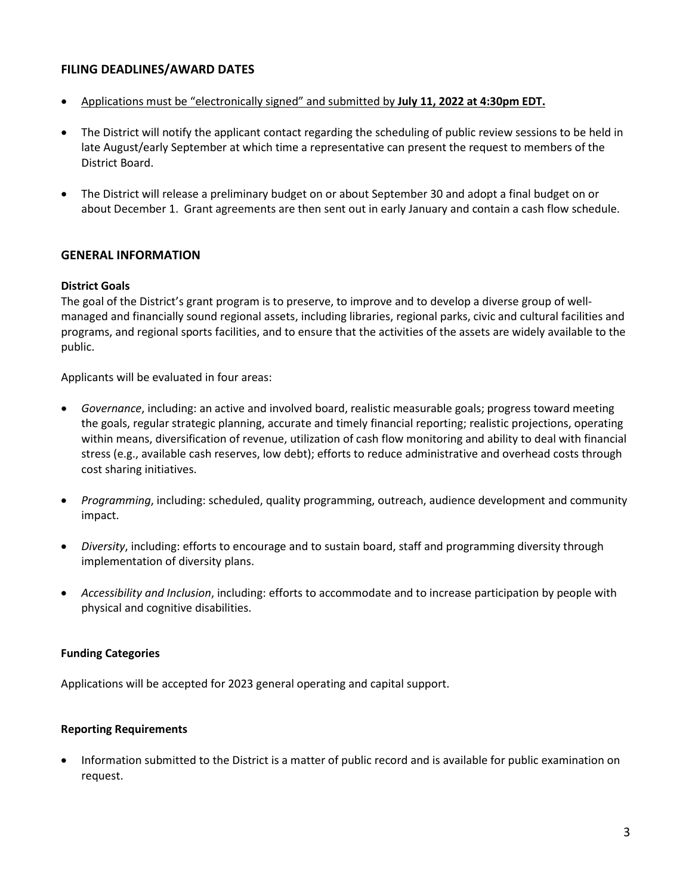## FILING DEADLINES/AWARD DATES

- Applications must be "electronically signed" and submitted by **July 11, 2022 at 4:30pm EDT.**
- The District will notify the applicant contact regarding the scheduling of public review sessions to be held in late August/early September at which time a representative can present the request to members of the District Board.
- The District will release a preliminary budget on or about September 30 and adopt a final budget on or about December 1. Grant agreements are then sent out in early January and contain a cash flow schedule.

## GENERAL INFORMATION

### District Goals

The goal of the District's grant program is to preserve, to improve and to develop a diverse group of well-managed and financially sound regional assets, including libraries, regional parks, civic and cultural facilities and programs, and regional sports facilities, and to ensure that the activities of the assets are widely available to the public.

Applicants will be evaluated in four areas:

- *Governance*, including: an active and involved board, realistic measurable goals; progress toward meeting the goals, regular strategic planning, accurate and timely financial reporting; realistic projections, operating within means, diversification of revenue, utilization of cash flow monitoring and ability to deal with financial stress (e.g., available cash reserves, low debt); efforts to reduce administrative and overhead costs through cost sharing initiatives.
- *Programming*, including: scheduled, quality programming, outreach, audience development and community impact.
- *Diversity*, including: efforts to encourage and to sustain board, staff and programming diversity through implementation of diversity plans.
- *Accessibility and Inclusion*, including: efforts to accommodate and to increase participation by people with physical and cognitive disabilities.

### Funding Categories

Applications will be accepted for 2023 general operating and capital support.

### Reporting Requirements

- Information submitted to the District is a matter of public record and is available for public examination on request.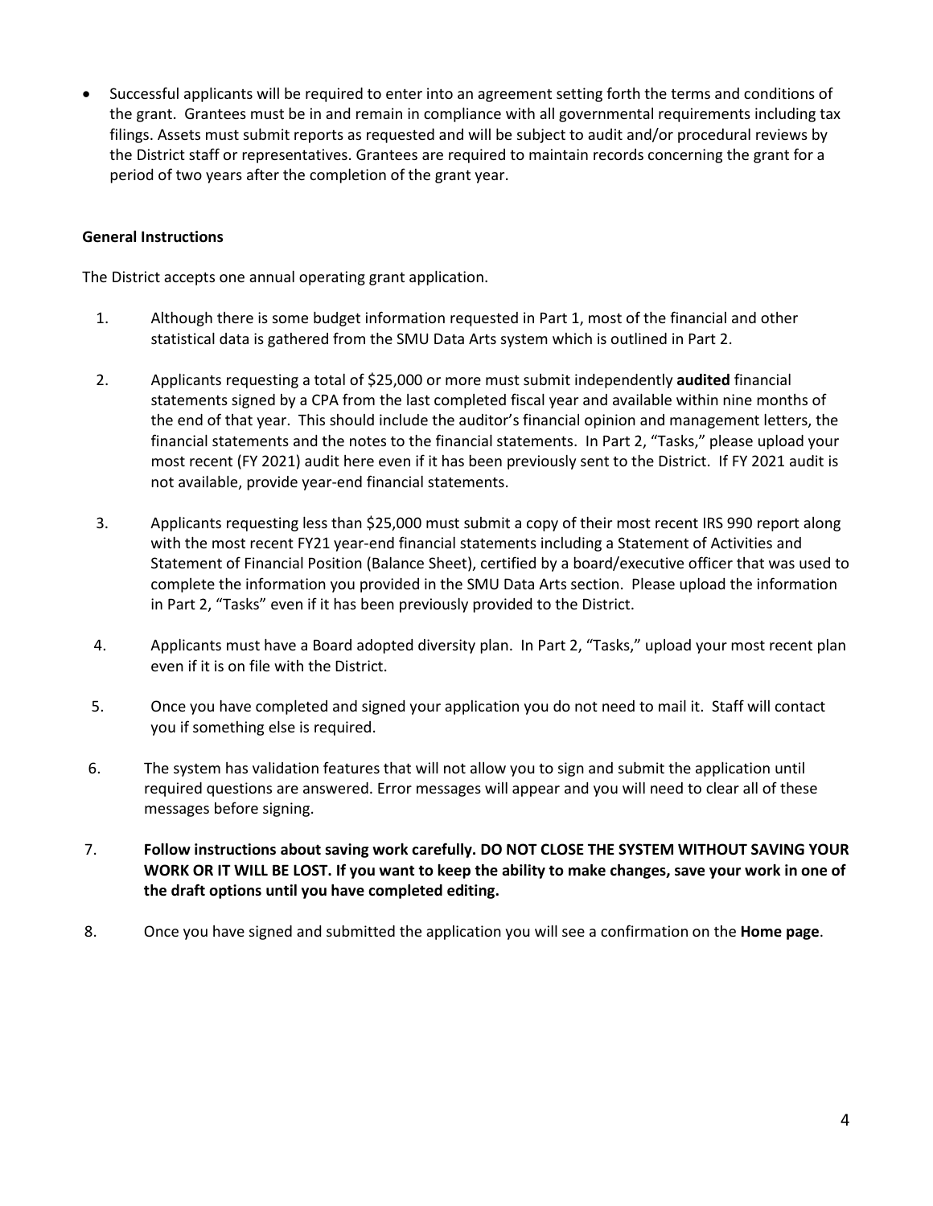- Successful applicants will be required to enter into an agreement setting forth the terms and conditions of the grant. Grantees must be in and remain in compliance with all governmental requirements including tax filings. Assets must submit reports as requested and will be subject to audit and/or procedural reviews by the District staff or representatives. Grantees are required to maintain records concerning the grant for a period of two years after the completion of the grant year.

**General Instructions**

The District accepts one annual operating grant application.

1. Although there is some budget information requested in Part 1, most of the financial and other statistical data is gathered from the SMU Data Arts system which is outlined in Part 2.

2. Applicants requesting a total of $25,000 or more must submit independently **audited** financial statements signed by a CPA from the last completed fiscal year and available within nine months of the end of that year. This should include the auditor's financial opinion and management letters, the financial statements and the notes to the financial statements. In Part 2, "Tasks," please upload your most recent (FY 2021) audit here even if it has been previously sent to the District. If FY 2021 audit is not available, provide year-end financial statements.

3. Applicants requesting less than $25,000 must submit a copy of their most recent IRS 990 report along with the most recent FY21 year-end financial statements including a Statement of Activities and Statement of Financial Position (Balance Sheet), certified by a board/executive officer that was used to complete the information you provided in the SMU Data Arts section. Please upload the information in Part 2, "Tasks" even if it has been previously provided to the District.

4. Applicants must have a Board adopted diversity plan. In Part 2, "Tasks," upload your most recent plan even if it is on file with the District.

5. Once you have completed and signed your application you do not need to mail it. Staff will contact you if something else is required.

6. The system has validation features that will not allow you to sign and submit the application until required questions are answered. Error messages will appear and you will need to clear all of these messages before signing.

7. **Follow instructions about saving work carefully. DO NOT CLOSE THE SYSTEM WITHOUT SAVING YOUR WORK OR IT WILL BE LOST. If you want to keep the ability to make changes, save your work in one of the draft options until you have completed editing.**

8. Once you have signed and submitted the application you will see a confirmation on the **Home page**.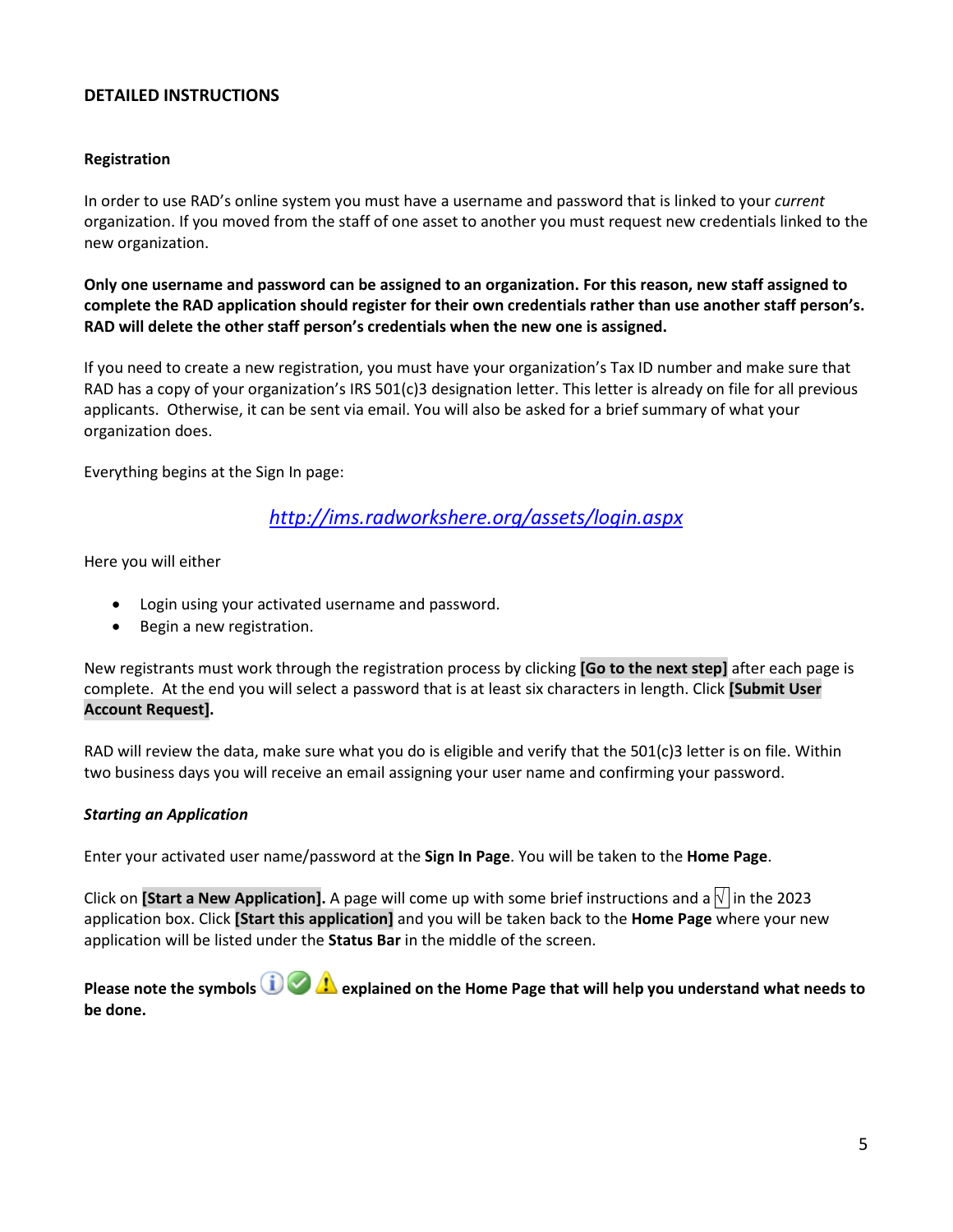## DETAILED INSTRUCTIONS

### Registration

In order to use RAD's online system you must have a username and password that is linked to your *current* organization. If you moved from the staff of one asset to another you must request new credentials linked to the new organization.

**Only one username and password can be assigned to an organization. For this reason, new staff assigned to complete the RAD application should register for their own credentials rather than use another staff person's. RAD will delete the other staff person's credentials when the new one is assigned.**

If you need to create a new registration, you must have your organization's Tax ID number and make sure that RAD has a copy of your organization's IRS 501(c)3 designation letter. This letter is already on file for all previous applicants. Otherwise, it can be sent via email. You will also be asked for a brief summary of what your organization does.

Everything begins at the Sign In page:

*http://ims.radworkshere.org/assets/login.aspx*

Here you will either

- Login using your activated username and password.
- Begin a new registration.

New registrants must work through the registration process by clicking **[Go to the next step]** after each page is complete. At the end you will select a password that is at least six characters in length. Click **[Submit User Account Request].**

RAD will review the data, make sure what you do is eligible and verify that the 501(c)3 letter is on file. Within two business days you will receive an email assigning your user name and confirming your password.

#### *Starting an Application*

Enter your activated user name/password at the **Sign In Page**. You will be taken to the **Home Page**.

Click on **[Start a New Application].** A page will come up with some brief instructions and a √ in the 2023 application box. Click **[Start this application]** and you will be taken back to the **Home Page** where your new application will be listed under the **Status Bar** in the middle of the screen.

**Please note the symbols explained on the Home Page that will help you understand what needs to be done.**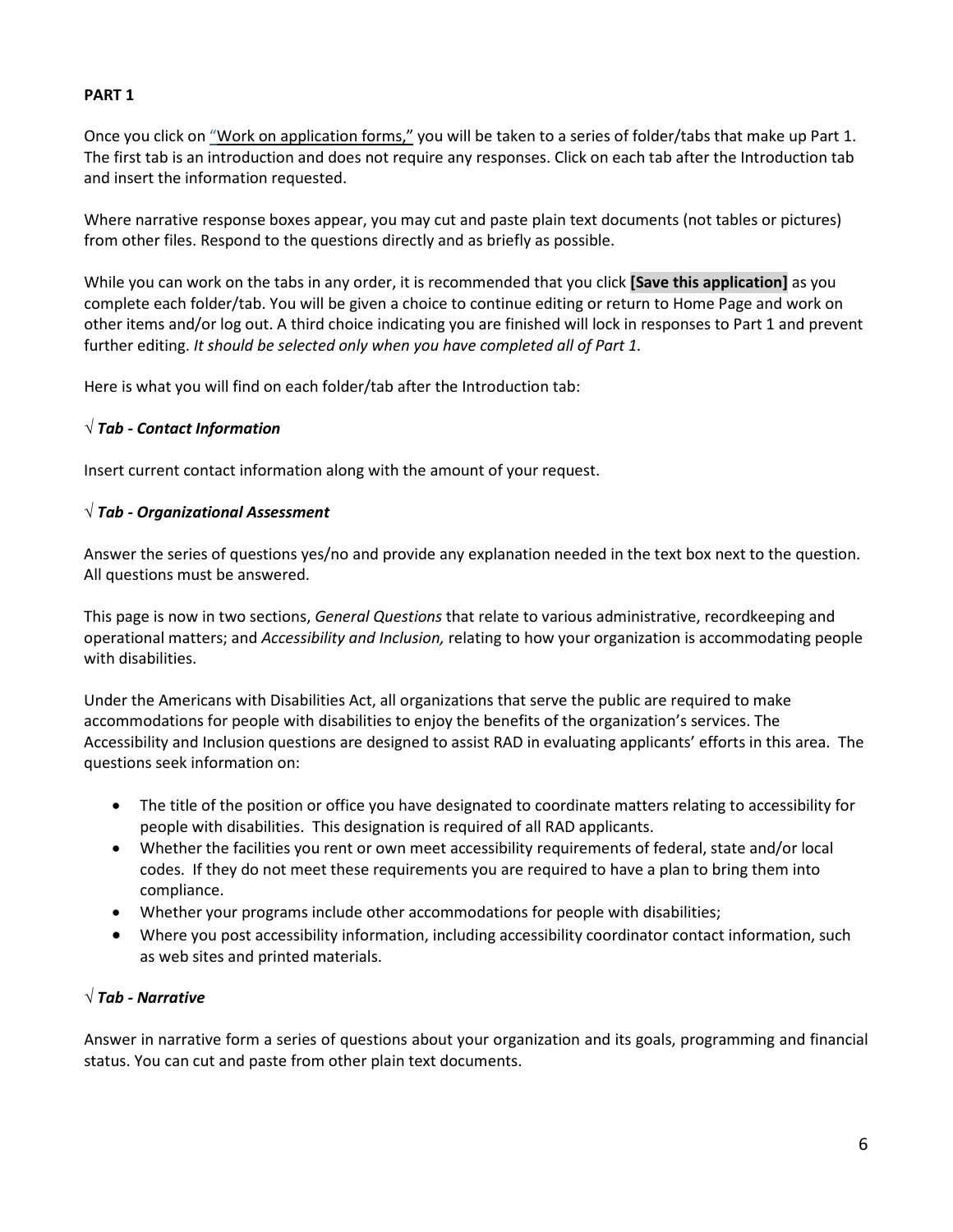**PART 1**

Once you click on "Work on application forms," you will be taken to a series of folder/tabs that make up Part 1. The first tab is an introduction and does not require any responses. Click on each tab after the Introduction tab and insert the information requested.

Where narrative response boxes appear, you may cut and paste plain text documents (not tables or pictures) from other files. Respond to the questions directly and as briefly as possible.

While you can work on the tabs in any order, it is recommended that you click **[Save this application]** as you complete each folder/tab. You will be given a choice to continue editing or return to Home Page and work on other items and/or log out. A third choice indicating you are finished will lock in responses to Part 1 and prevent further editing. *It should be selected only when you have completed all of Part 1.*

Here is what you will find on each folder/tab after the Introduction tab:

**√ *Tab - Contact Information***

Insert current contact information along with the amount of your request.

**√ *Tab - Organizational Assessment***

Answer the series of questions yes/no and provide any explanation needed in the text box next to the question. All questions must be answered.

This page is now in two sections, *General Questions* that relate to various administrative, recordkeeping and operational matters; and *Accessibility and Inclusion,* relating to how your organization is accommodating people with disabilities.

Under the Americans with Disabilities Act, all organizations that serve the public are required to make accommodations for people with disabilities to enjoy the benefits of the organization's services. The Accessibility and Inclusion questions are designed to assist RAD in evaluating applicants' efforts in this area. The questions seek information on:

- The title of the position or office you have designated to coordinate matters relating to accessibility for people with disabilities. This designation is required of all RAD applicants.
- Whether the facilities you rent or own meet accessibility requirements of federal, state and/or local codes. If they do not meet these requirements you are required to have a plan to bring them into compliance.
- Whether your programs include other accommodations for people with disabilities;
- Where you post accessibility information, including accessibility coordinator contact information, such as web sites and printed materials.

**√ *Tab - Narrative***

Answer in narrative form a series of questions about your organization and its goals, programming and financial status. You can cut and paste from other plain text documents.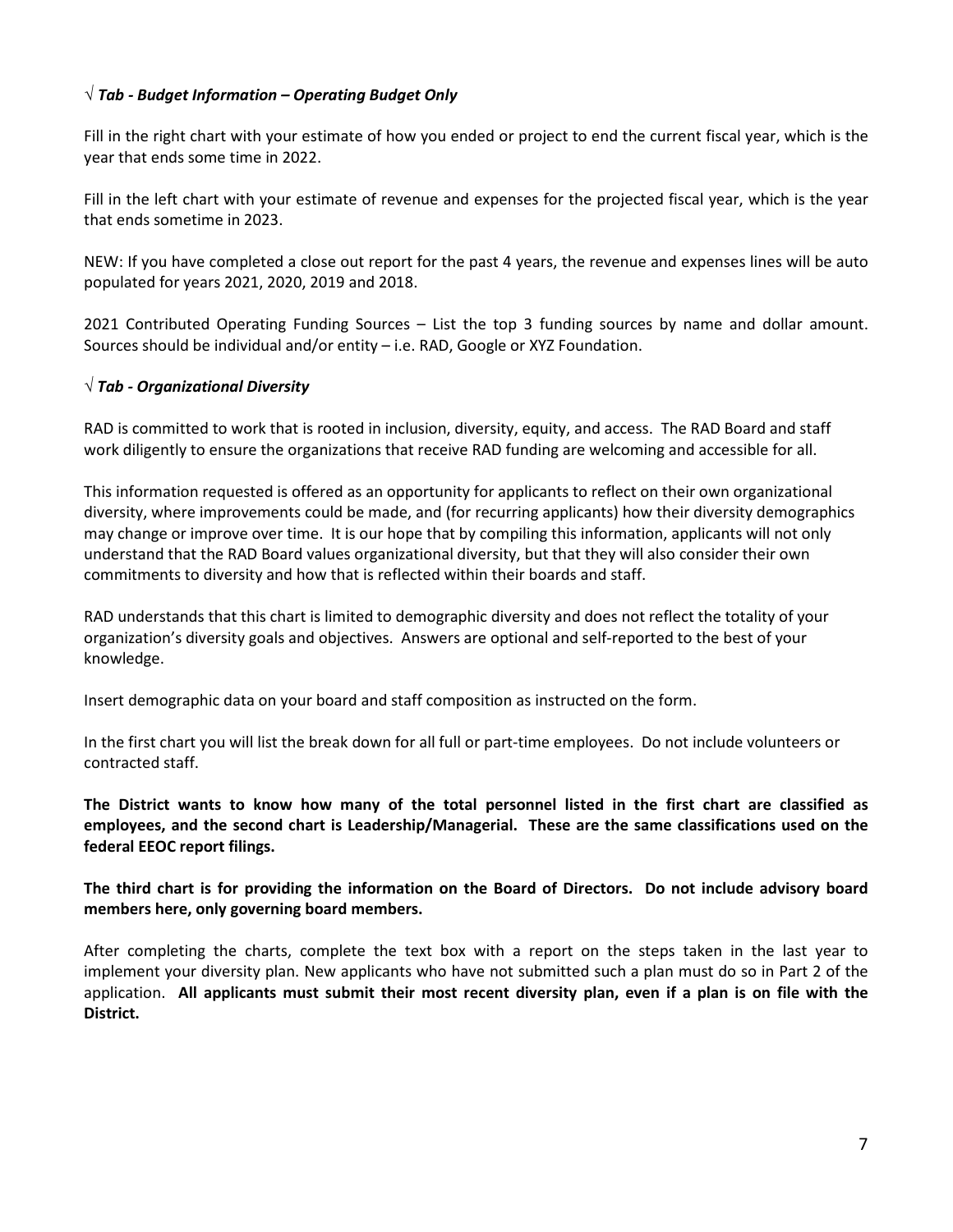### √ *Tab - Budget Information – Operating Budget Only*

Fill in the right chart with your estimate of how you ended or project to end the current fiscal year, which is the year that ends some time in 2022.

Fill in the left chart with your estimate of revenue and expenses for the projected fiscal year, which is the year that ends sometime in 2023.

NEW: If you have completed a close out report for the past 4 years, the revenue and expenses lines will be auto populated for years 2021, 2020, 2019 and 2018.

2021 Contributed Operating Funding Sources – List the top 3 funding sources by name and dollar amount. Sources should be individual and/or entity – i.e. RAD, Google or XYZ Foundation.

### √ *Tab - Organizational Diversity*

RAD is committed to work that is rooted in inclusion, diversity, equity, and access. The RAD Board and staff work diligently to ensure the organizations that receive RAD funding are welcoming and accessible for all.

This information requested is offered as an opportunity for applicants to reflect on their own organizational diversity, where improvements could be made, and (for recurring applicants) how their diversity demographics may change or improve over time. It is our hope that by compiling this information, applicants will not only understand that the RAD Board values organizational diversity, but that they will also consider their own commitments to diversity and how that is reflected within their boards and staff.

RAD understands that this chart is limited to demographic diversity and does not reflect the totality of your organization's diversity goals and objectives. Answers are optional and self-reported to the best of your knowledge.

Insert demographic data on your board and staff composition as instructed on the form.

In the first chart you will list the break down for all full or part-time employees. Do not include volunteers or contracted staff.

**The District wants to know how many of the total personnel listed in the first chart are classified as employees, and the second chart is Leadership/Managerial. These are the same classifications used on the federal EEOC report filings.**

**The third chart is for providing the information on the Board of Directors. Do not include advisory board members here, only governing board members.**

After completing the charts, complete the text box with a report on the steps taken in the last year to implement your diversity plan. New applicants who have not submitted such a plan must do so in Part 2 of the application. **All applicants must submit their most recent diversity plan, even if a plan is on file with the District.**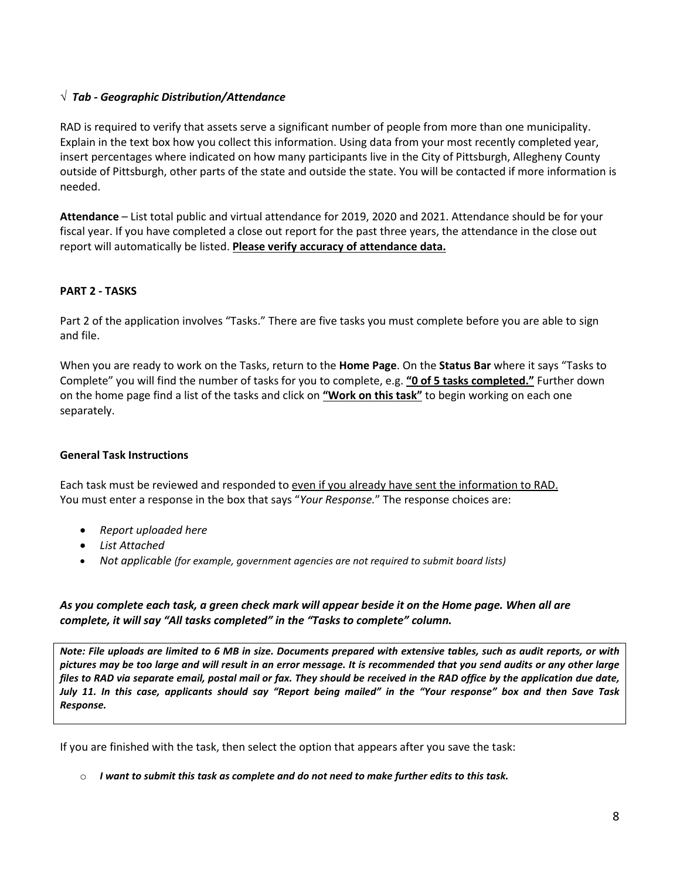√ ***Tab - Geographic Distribution/Attendance***

RAD is required to verify that assets serve a significant number of people from more than one municipality. Explain in the text box how you collect this information. Using data from your most recently completed year, insert percentages where indicated on how many participants live in the City of Pittsburgh, Allegheny County outside of Pittsburgh, other parts of the state and outside the state. You will be contacted if more information is needed.

**Attendance** – List total public and virtual attendance for 2019, 2020 and 2021. Attendance should be for your fiscal year. If you have completed a close out report for the past three years, the attendance in the close out report will automatically be listed. **Please verify accuracy of attendance data.**

**PART 2 - TASKS**

Part 2 of the application involves "Tasks." There are five tasks you must complete before you are able to sign and file.

When you are ready to work on the Tasks, return to the **Home Page**. On the **Status Bar** where it says "Tasks to Complete" you will find the number of tasks for you to complete, e.g. **"0 of 5 tasks completed."** Further down on the home page find a list of the tasks and click on **"Work on this task"** to begin working on each one separately.

**General Task Instructions**

Each task must be reviewed and responded to even if you already have sent the information to RAD. You must enter a response in the box that says "*Your Response.*" The response choices are:

- *Report uploaded here*
- *List Attached*
- *Not applicable (for example, government agencies are not required to submit board lists)*

***As you complete each task, a green check mark will appear beside it on the Home page. When all are complete, it will say "All tasks completed" in the "Tasks to complete" column.***

***Note: File uploads are limited to 6 MB in size. Documents prepared with extensive tables, such as audit reports, or with pictures may be too large and will result in an error message. It is recommended that you send audits or any other large files to RAD via separate email, postal mail or fax. They should be received in the RAD office by the application due date, July 11. In this case, applicants should say "Report being mailed" in the "Your response" box and then Save Task Response.***

If you are finished with the task, then select the option that appears after you save the task:

- ***I want to submit this task as complete and do not need to make further edits to this task.***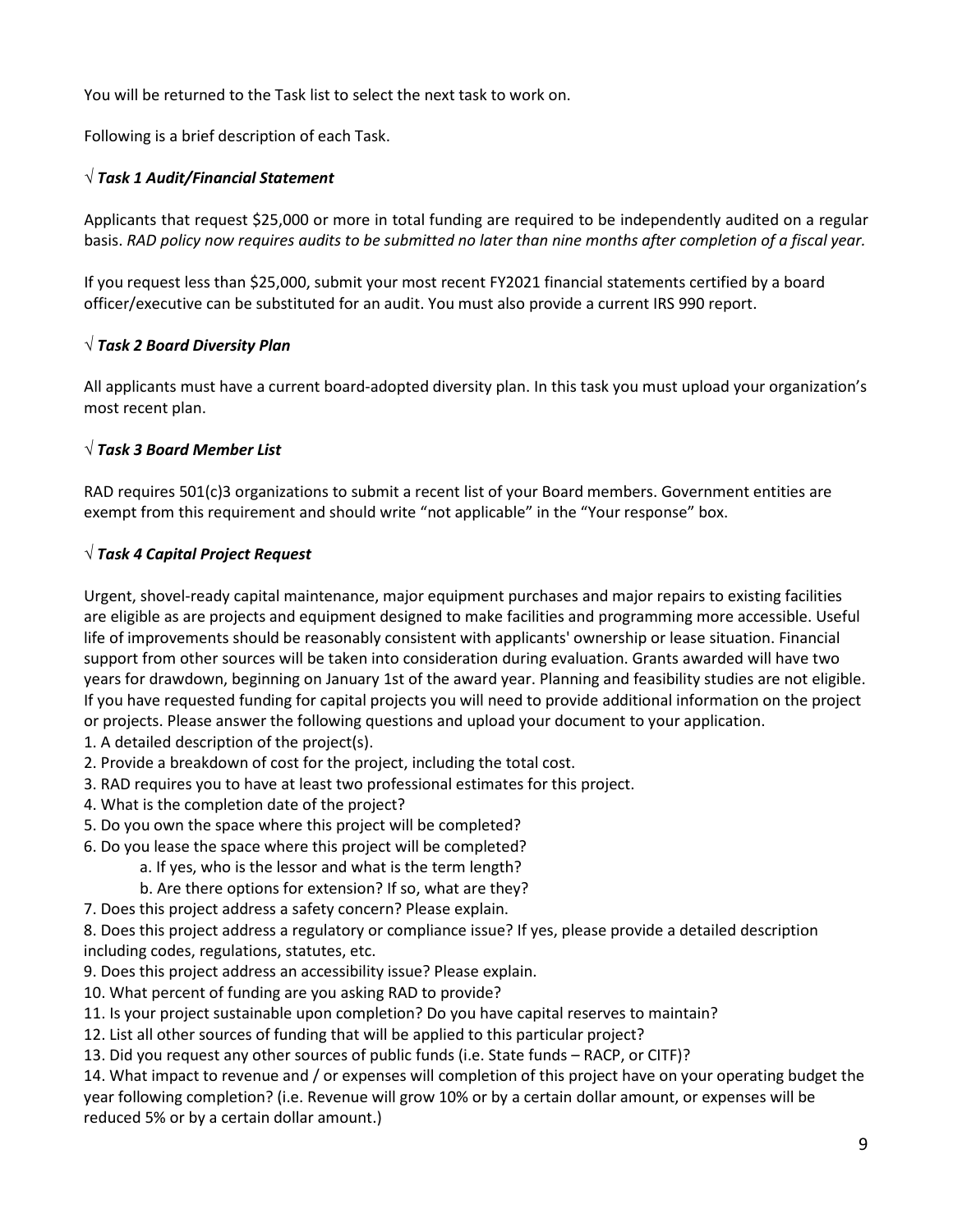You will be returned to the Task list to select the next task to work on.

Following is a brief description of each Task.

### √ ***Task 1 Audit/Financial Statement***

Applicants that request $25,000 or more in total funding are required to be independently audited on a regular basis. *RAD policy now requires audits to be submitted no later than nine months after completion of a fiscal year.*

If you request less than $25,000, submit your most recent FY2021 financial statements certified by a board officer/executive can be substituted for an audit. You must also provide a current IRS 990 report.

### √ ***Task 2 Board Diversity Plan***

All applicants must have a current board-adopted diversity plan. In this task you must upload your organization's most recent plan.

### √ ***Task 3 Board Member List***

RAD requires 501(c)3 organizations to submit a recent list of your Board members. Government entities are exempt from this requirement and should write "not applicable" in the "Your response" box.

### √ ***Task 4 Capital Project Request***

Urgent, shovel-ready capital maintenance, major equipment purchases and major repairs to existing facilities are eligible as are projects and equipment designed to make facilities and programming more accessible. Useful life of improvements should be reasonably consistent with applicants' ownership or lease situation. Financial support from other sources will be taken into consideration during evaluation. Grants awarded will have two years for drawdown, beginning on January 1st of the award year. Planning and feasibility studies are not eligible. If you have requested funding for capital projects you will need to provide additional information on the project or projects. Please answer the following questions and upload your document to your application.

1. A detailed description of the project(s).
2. Provide a breakdown of cost for the project, including the total cost.
3. RAD requires you to have at least two professional estimates for this project.
4. What is the completion date of the project?
5. Do you own the space where this project will be completed?
6. Do you lease the space where this project will be completed?
   a. If yes, who is the lessor and what is the term length?
   b. Are there options for extension? If so, what are they?
7. Does this project address a safety concern? Please explain.
8. Does this project address a regulatory or compliance issue? If yes, please provide a detailed description including codes, regulations, statutes, etc.
9. Does this project address an accessibility issue? Please explain.
10. What percent of funding are you asking RAD to provide?
11. Is your project sustainable upon completion? Do you have capital reserves to maintain?
12. List all other sources of funding that will be applied to this particular project?
13. Did you request any other sources of public funds (i.e. State funds – RACP, or CITF)?
14. What impact to revenue and / or expenses will completion of this project have on your operating budget the year following completion? (i.e. Revenue will grow 10% or by a certain dollar amount, or expenses will be reduced 5% or by a certain dollar amount.)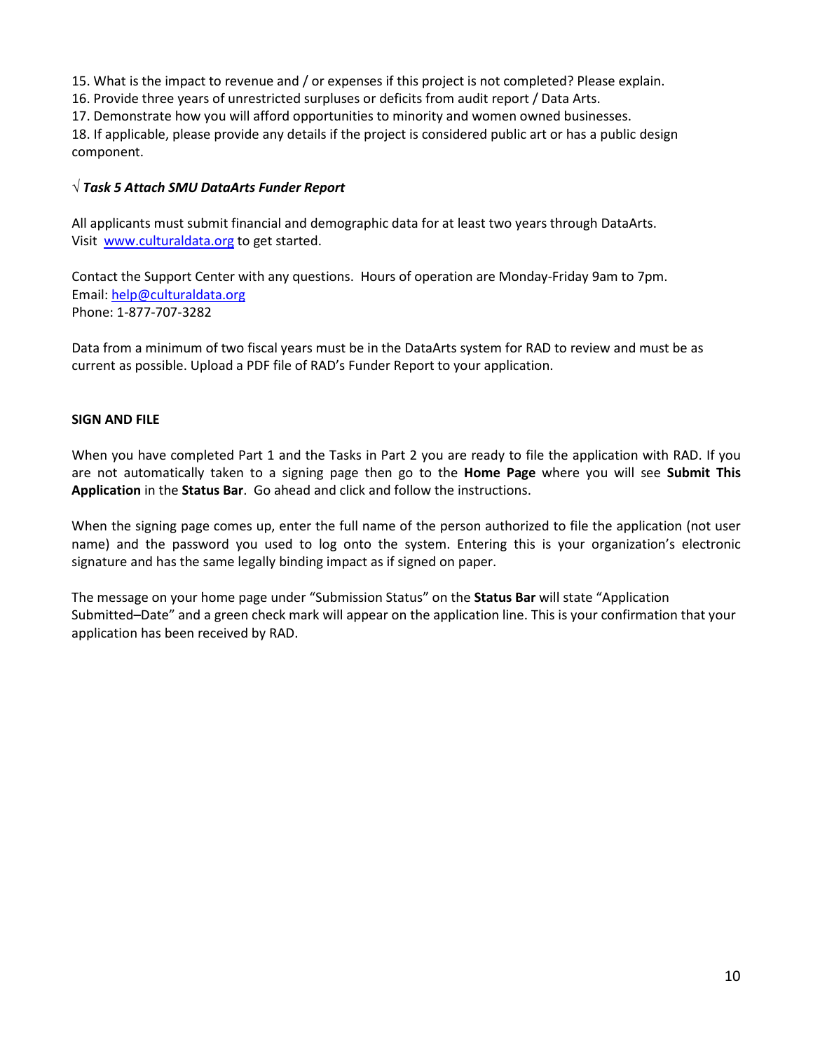15. What is the impact to revenue and / or expenses if this project is not completed? Please explain.
16. Provide three years of unrestricted surpluses or deficits from audit report / Data Arts.
17. Demonstrate how you will afford opportunities to minority and women owned businesses.
18. If applicable, please provide any details if the project is considered public art or has a public design component.

√ ***Task 5 Attach SMU DataArts Funder Report***

All applicants must submit financial and demographic data for at least two years through DataArts. Visit [www.culturaldata.org](http://www.culturaldata.org) to get started.

Contact the Support Center with any questions. Hours of operation are Monday-Friday 9am to 7pm.
Email: [help@culturaldata.org](mailto:help@culturaldata.org)
Phone: 1-877-707-3282

Data from a minimum of two fiscal years must be in the DataArts system for RAD to review and must be as current as possible. Upload a PDF file of RAD's Funder Report to your application.

**SIGN AND FILE**

When you have completed Part 1 and the Tasks in Part 2 you are ready to file the application with RAD. If you are not automatically taken to a signing page then go to the **Home Page** where you will see **Submit This Application** in the **Status Bar**. Go ahead and click and follow the instructions.

When the signing page comes up, enter the full name of the person authorized to file the application (not user name) and the password you used to log onto the system. Entering this is your organization's electronic signature and has the same legally binding impact as if signed on paper.

The message on your home page under "Submission Status" on the **Status Bar** will state "Application Submitted–Date" and a green check mark will appear on the application line. This is your confirmation that your application has been received by RAD.